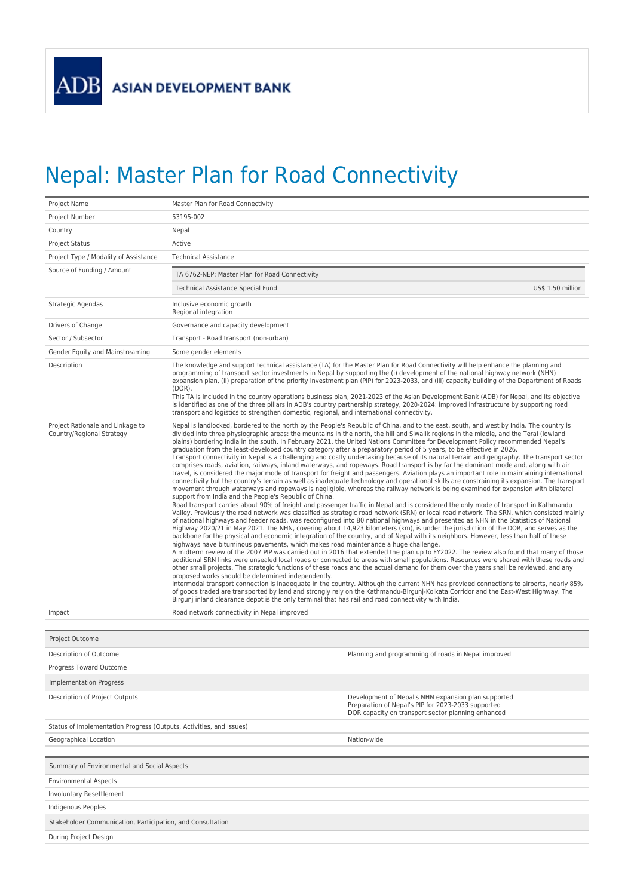ASIAN DEVELOPMENT BANK

# Nepal: Master Plan for Road Connectivity

| | |
|---|---|
| Project Name | Master Plan for Road Connectivity |
| Project Number | 53195-002 |
| Country | Nepal |
| Project Status | Active |
| Project Type / Modality of Assistance | Technical Assistance |
| Source of Funding / Amount | TA 6762-NEP: Master Plan for Road Connectivity<br>Technical Assistance Special Fund — US$ 1.50 million |
| Strategic Agendas | Inclusive economic growth<br>Regional integration |
| Drivers of Change | Governance and capacity development |
| Sector / Subsector | Transport - Road transport (non-urban) |
| Gender Equity and Mainstreaming | Some gender elements |
| Description | The knowledge and support technical assistance (TA) for the Master Plan for Road Connectivity will help enhance the planning and programming of transport sector investments in Nepal by supporting the (i) development of the national highway network (NHN) expansion plan, (ii) preparation of the priority investment plan (PIP) for 2023-2033, and (iii) capacity building of the Department of Roads (DOR).<br>This TA is included in the country operations business plan, 2021-2023 of the Asian Development Bank (ADB) for Nepal, and its objective is identified as one of the three pillars in ADB's country partnership strategy, 2020-2024: improved infrastructure by supporting road transport and logistics to strengthen domestic, regional, and international connectivity. |
| Project Rationale and Linkage to Country/Regional Strategy | Nepal is landlocked, bordered to the north by the People's Republic of China, and to the east, south, and west by India. The country is divided into three physiographic areas: the mountains in the north, the hill and Siwalik regions in the middle, and the Terai (lowland plains) bordering India in the south. In February 2021, the United Nations Committee for Development Policy recommended Nepal's graduation from the least-developed country category after a preparatory period of 5 years, to be effective in 2026.<br>Transport connectivity in Nepal is a challenging and costly undertaking because of its natural terrain and geography. The transport sector comprises roads, aviation, railways, inland waterways, and ropeways. Road transport is by far the dominant mode and, along with air travel, is considered the major mode of transport for freight and passengers. Aviation plays an important role in maintaining international connectivity but the country's terrain as well as inadequate technology and operational skills are constraining its expansion. The transport movement through waterways and ropeways is negligible, whereas the railway network is being examined for expansion with bilateral support from India and the People's Republic of China.<br>Road transport carries about 90% of freight and passenger traffic in Nepal and is considered the only mode of transport in Kathmandu Valley. Previously the road network was classified as strategic road network (SRN) or local road network. The SRN, which consisted mainly of national highways and feeder roads, was reconfigured into 80 national highways and presented as NHN in the Statistics of National Highway 2020/21 in May 2021. The NHN, covering about 14,923 kilometers (km), is under the jurisdiction of the DOR, and serves as the backbone for the physical and economic integration of the country, and of Nepal with its neighbors. However, less than half of these highways have bituminous pavements, which makes road maintenance a huge challenge.<br>A midterm review of the 2007 PIP was carried out in 2016 that extended the plan up to FY2022. The review also found that many of those additional SRN links were unsealed local roads or connected to areas with small populations. Resources were shared with these roads and other small projects. The strategic functions of these roads and the actual demand for them over the years shall be reviewed, and any proposed works should be determined independently.<br>Intermodal transport connection is inadequate in the country. Although the current NHN has provided connections to airports, nearly 85% of goods traded are transported by land and strongly rely on the Kathmandu-Birgunj-Kolkata Corridor and the East-West Highway. The Birgunj inland clearance depot is the only terminal that has rail and road connectivity with India. |
| Impact | Road network connectivity in Nepal improved |

| Project Outcome | |
|---|---|
| Description of Outcome | Planning and programming of roads in Nepal improved |
| Progress Toward Outcome | |
| **Implementation Progress** | |
| Description of Project Outputs | Development of Nepal's NHN expansion plan supported<br>Preparation of Nepal's PIP for 2023-2033 supported<br>DOR capacity on transport sector planning enhanced |
| Status of Implementation Progress (Outputs, Activities, and Issues) | |
| Geographical Location | Nation-wide |

| Summary of Environmental and Social Aspects | |
|---|---|
| Environmental Aspects | |
| Involuntary Resettlement | |
| Indigenous Peoples | |
| **Stakeholder Communication, Participation, and Consultation** | |
| During Project Design | |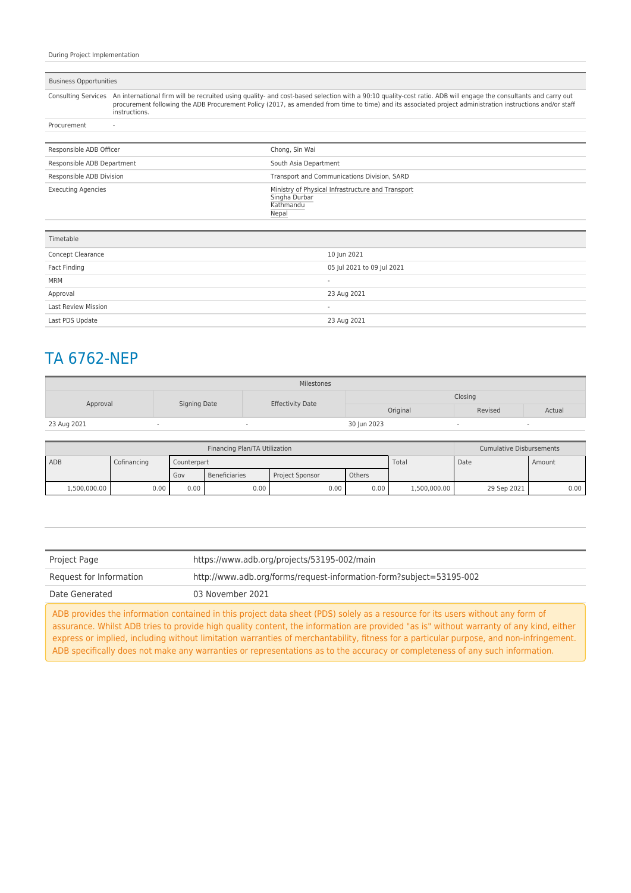During Project Implementation

| Business Opportunities | |
|---|---|
| Consulting Services | An international firm will be recruited using quality- and cost-based selection with a 90:10 quality-cost ratio. ADB will engage the consultants and carry out procurement following the ADB Procurement Policy (2017, as amended from time to time) and its associated project administration instructions and/or staff instructions. |
| Procurement | - |

| | |
|---|---|
| Responsible ADB Officer | Chong, Sin Wai |
| Responsible ADB Department | South Asia Department |
| Responsible ADB Division | Transport and Communications Division, SARD |
| Executing Agencies | Ministry of Physical Infrastructure and Transport<br>Singha Durbar<br>Kathmandu<br>Nepal |

| Timetable | |
|---|---|
| Concept Clearance | 10 Jun 2021 |
| Fact Finding | 05 Jul 2021 to 09 Jul 2021 |
| MRM | - |
| Approval | 23 Aug 2021 |
| Last Review Mission | - |
| Last PDS Update | 23 Aug 2021 |

# TA 6762-NEP

| Milestones | | | | | |
|---|---|---|---|---|---|
| Approval | Signing Date | Effectivity Date | Closing | | |
| | | | Original | Revised | Actual |
| 23 Aug 2021 | - | - | 30 Jun 2023 | - | - |

| Financing Plan/TA Utilization | | | | | | | Cumulative Disbursements | |
|---|---|---|---|---|---|---|---|---|
| ADB | Cofinancing | Counterpart | | | | Total | Date | Amount |
| | | Gov | Beneficiaries | Project Sponsor | Others | | | |
| 1,500,000.00 | 0.00 | 0.00 | 0.00 | 0.00 | 0.00 | 1,500,000.00 | 29 Sep 2021 | 0.00 |

| | |
|---|---|
| Project Page | https://www.adb.org/projects/53195-002/main |
| Request for Information | http://www.adb.org/forms/request-information-form?subject=53195-002 |
| Date Generated | 03 November 2021 |

ADB provides the information contained in this project data sheet (PDS) solely as a resource for its users without any form of assurance. Whilst ADB tries to provide high quality content, the information are provided "as is" without warranty of any kind, either express or implied, including without limitation warranties of merchantability, fitness for a particular purpose, and non-infringement. ADB specifically does not make any warranties or representations as to the accuracy or completeness of any such information.